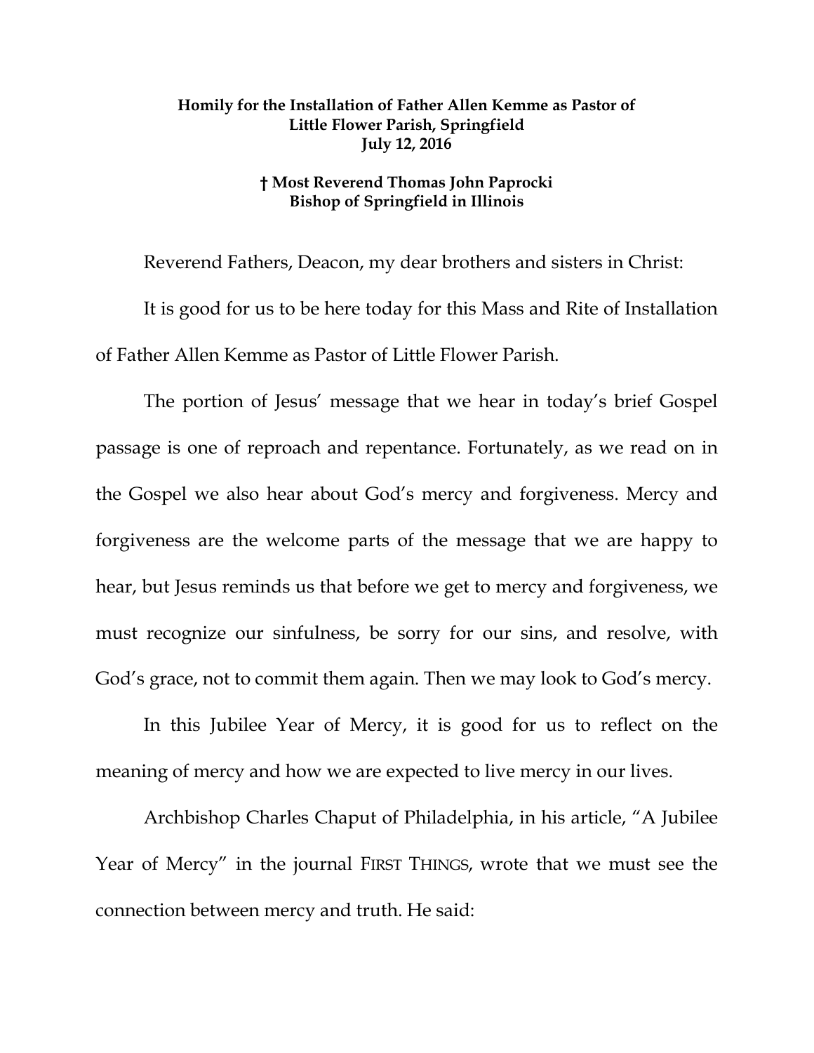**Homily for the Installation of Father Allen Kemme as Pastor of Little Flower Parish, Springfield**
**July 12, 2016**

**† Most Reverend Thomas John Paprocki**
**Bishop of Springfield in Illinois**

Reverend Fathers, Deacon, my dear brothers and sisters in Christ:

It is good for us to be here today for this Mass and Rite of Installation of Father Allen Kemme as Pastor of Little Flower Parish.

The portion of Jesus' message that we hear in today's brief Gospel passage is one of reproach and repentance. Fortunately, as we read on in the Gospel we also hear about God's mercy and forgiveness. Mercy and forgiveness are the welcome parts of the message that we are happy to hear, but Jesus reminds us that before we get to mercy and forgiveness, we must recognize our sinfulness, be sorry for our sins, and resolve, with God's grace, not to commit them again. Then we may look to God's mercy.

In this Jubilee Year of Mercy, it is good for us to reflect on the meaning of mercy and how we are expected to live mercy in our lives.

Archbishop Charles Chaput of Philadelphia, in his article, "A Jubilee Year of Mercy" in the journal FIRST THINGS, wrote that we must see the connection between mercy and truth. He said: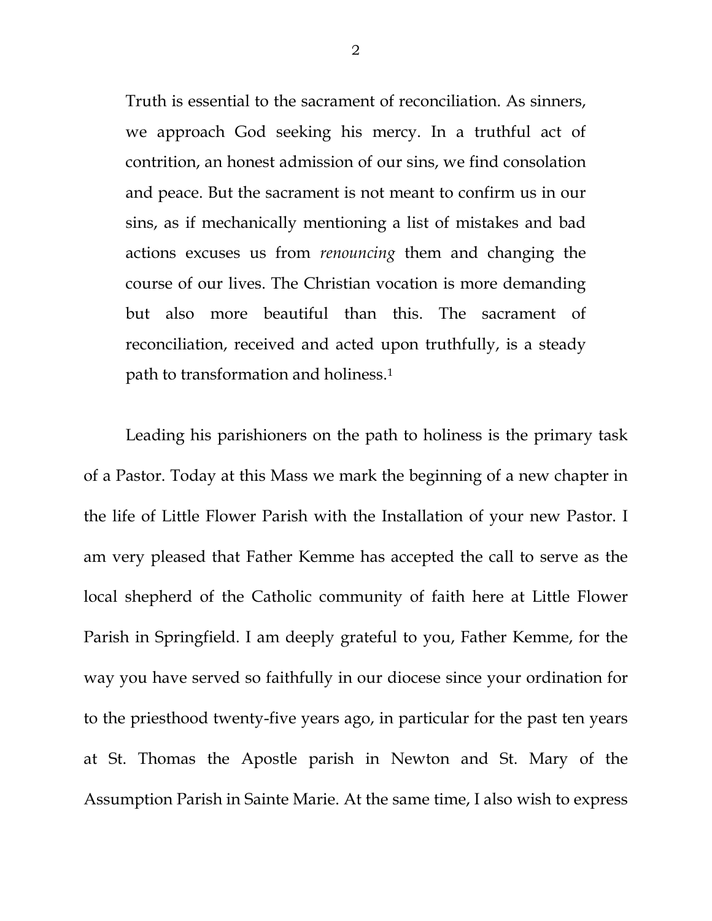Truth is essential to the sacrament of reconciliation. As sinners, we approach God seeking his mercy. In a truthful act of contrition, an honest admission of our sins, we find consolation and peace. But the sacrament is not meant to confirm us in our sins, as if mechanically mentioning a list of mistakes and bad actions excuses us from *renouncing* them and changing the course of our lives. The Christian vocation is more demanding but also more beautiful than this. The sacrament of reconciliation, received and acted upon truthfully, is a steady path to transformation and holiness.[1]

Leading his parishioners on the path to holiness is the primary task of a Pastor. Today at this Mass we mark the beginning of a new chapter in the life of Little Flower Parish with the Installation of your new Pastor. I am very pleased that Father Kemme has accepted the call to serve as the local shepherd of the Catholic community of faith here at Little Flower Parish in Springfield. I am deeply grateful to you, Father Kemme, for the way you have served so faithfully in our diocese since your ordination for to the priesthood twenty-five years ago, in particular for the past ten years at St. Thomas the Apostle parish in Newton and St. Mary of the Assumption Parish in Sainte Marie. At the same time, I also wish to express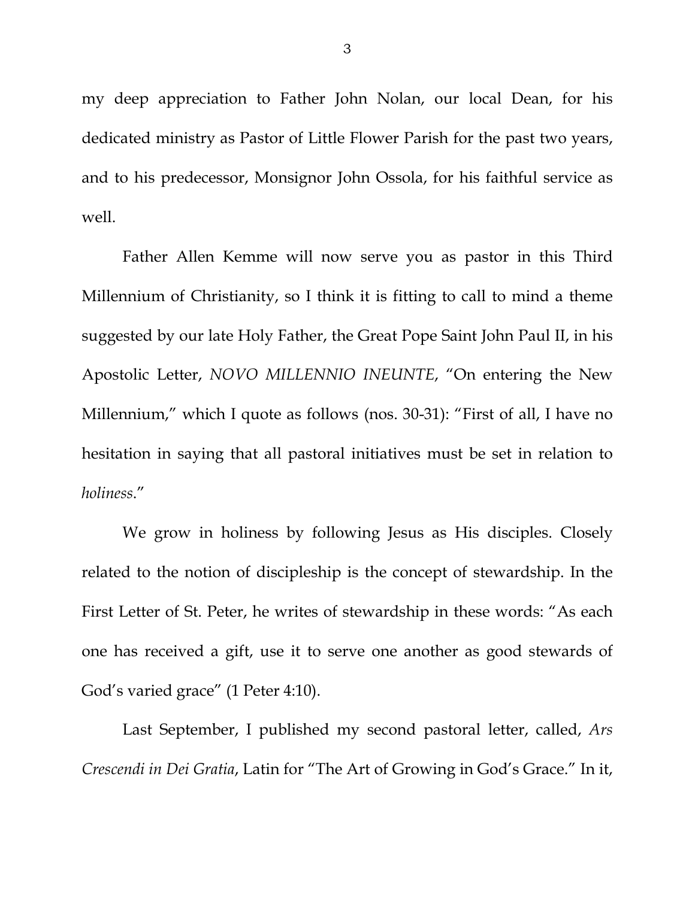my deep appreciation to Father John Nolan, our local Dean, for his dedicated ministry as Pastor of Little Flower Parish for the past two years, and to his predecessor, Monsignor John Ossola, for his faithful service as well.

Father Allen Kemme will now serve you as pastor in this Third Millennium of Christianity, so I think it is fitting to call to mind a theme suggested by our late Holy Father, the Great Pope Saint John Paul II, in his Apostolic Letter, *NOVO MILLENNIO INEUNTE*, "On entering the New Millennium," which I quote as follows (nos. 30-31): "First of all, I have no hesitation in saying that all pastoral initiatives must be set in relation to *holiness*."

We grow in holiness by following Jesus as His disciples. Closely related to the notion of discipleship is the concept of stewardship. In the First Letter of St. Peter, he writes of stewardship in these words: "As each one has received a gift, use it to serve one another as good stewards of God's varied grace" (1 Peter 4:10).

Last September, I published my second pastoral letter, called, *Ars Crescendi in Dei Gratia*, Latin for "The Art of Growing in God's Grace." In it,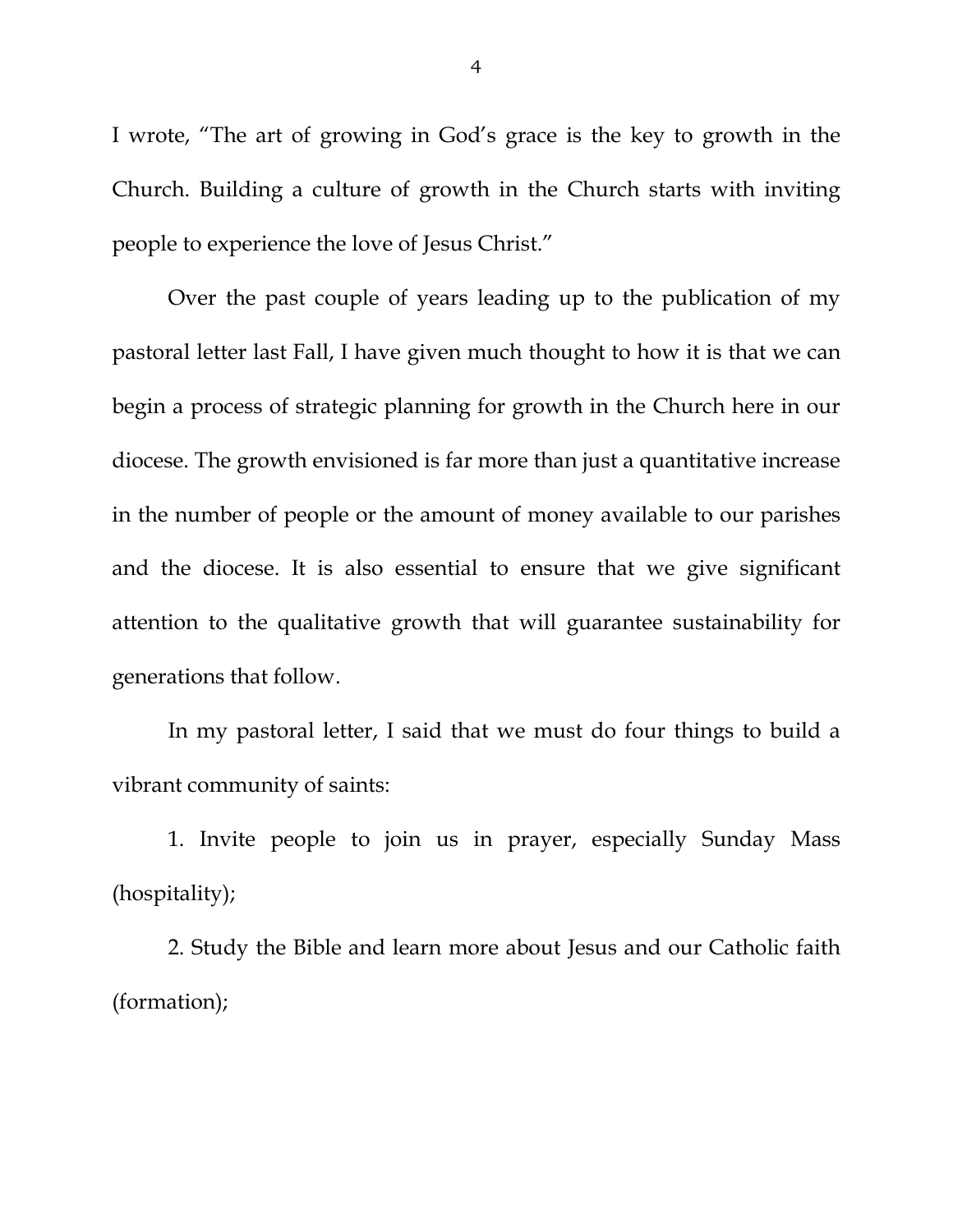I wrote, "The art of growing in God's grace is the key to growth in the Church. Building a culture of growth in the Church starts with inviting people to experience the love of Jesus Christ."

Over the past couple of years leading up to the publication of my pastoral letter last Fall, I have given much thought to how it is that we can begin a process of strategic planning for growth in the Church here in our diocese. The growth envisioned is far more than just a quantitative increase in the number of people or the amount of money available to our parishes and the diocese. It is also essential to ensure that we give significant attention to the qualitative growth that will guarantee sustainability for generations that follow.

In my pastoral letter, I said that we must do four things to build a vibrant community of saints:

1. Invite people to join us in prayer, especially Sunday Mass (hospitality);

2. Study the Bible and learn more about Jesus and our Catholic faith (formation);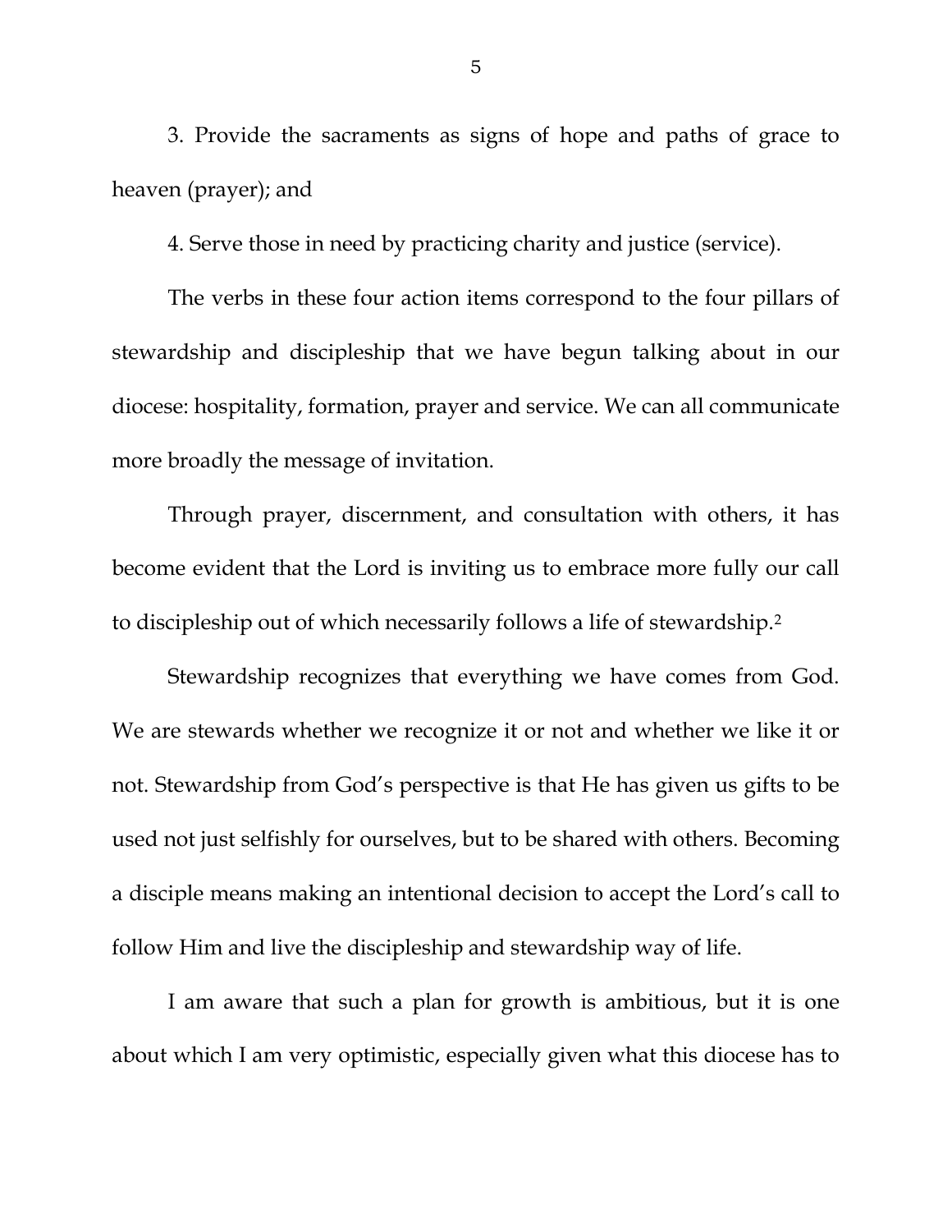3. Provide the sacraments as signs of hope and paths of grace to heaven (prayer); and

4. Serve those in need by practicing charity and justice (service).

The verbs in these four action items correspond to the four pillars of stewardship and discipleship that we have begun talking about in our diocese: hospitality, formation, prayer and service. We can all communicate more broadly the message of invitation.

Through prayer, discernment, and consultation with others, it has become evident that the Lord is inviting us to embrace more fully our call to discipleship out of which necessarily follows a life of stewardship.[2]

Stewardship recognizes that everything we have comes from God. We are stewards whether we recognize it or not and whether we like it or not. Stewardship from God's perspective is that He has given us gifts to be used not just selfishly for ourselves, but to be shared with others. Becoming a disciple means making an intentional decision to accept the Lord's call to follow Him and live the discipleship and stewardship way of life.

I am aware that such a plan for growth is ambitious, but it is one about which I am very optimistic, especially given what this diocese has to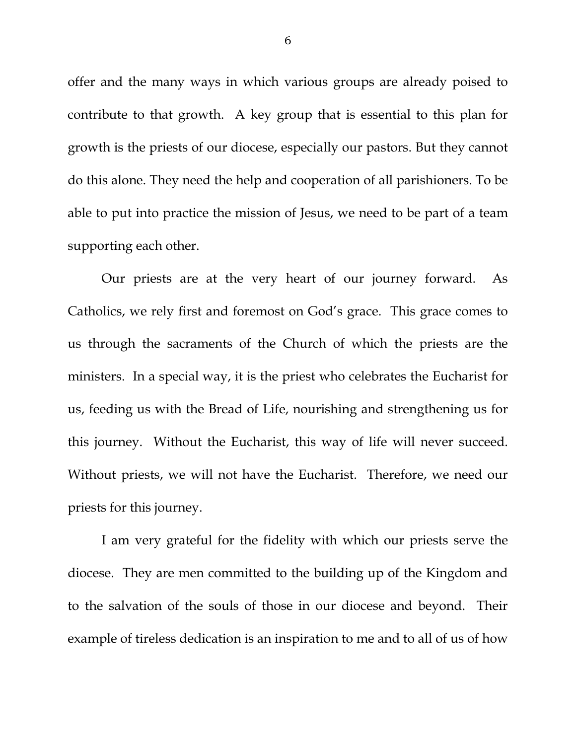offer and the many ways in which various groups are already poised to contribute to that growth. A key group that is essential to this plan for growth is the priests of our diocese, especially our pastors. But they cannot do this alone. They need the help and cooperation of all parishioners. To be able to put into practice the mission of Jesus, we need to be part of a team supporting each other.

Our priests are at the very heart of our journey forward. As Catholics, we rely first and foremost on God's grace. This grace comes to us through the sacraments of the Church of which the priests are the ministers. In a special way, it is the priest who celebrates the Eucharist for us, feeding us with the Bread of Life, nourishing and strengthening us for this journey. Without the Eucharist, this way of life will never succeed. Without priests, we will not have the Eucharist. Therefore, we need our priests for this journey.

I am very grateful for the fidelity with which our priests serve the diocese. They are men committed to the building up of the Kingdom and to the salvation of the souls of those in our diocese and beyond. Their example of tireless dedication is an inspiration to me and to all of us of how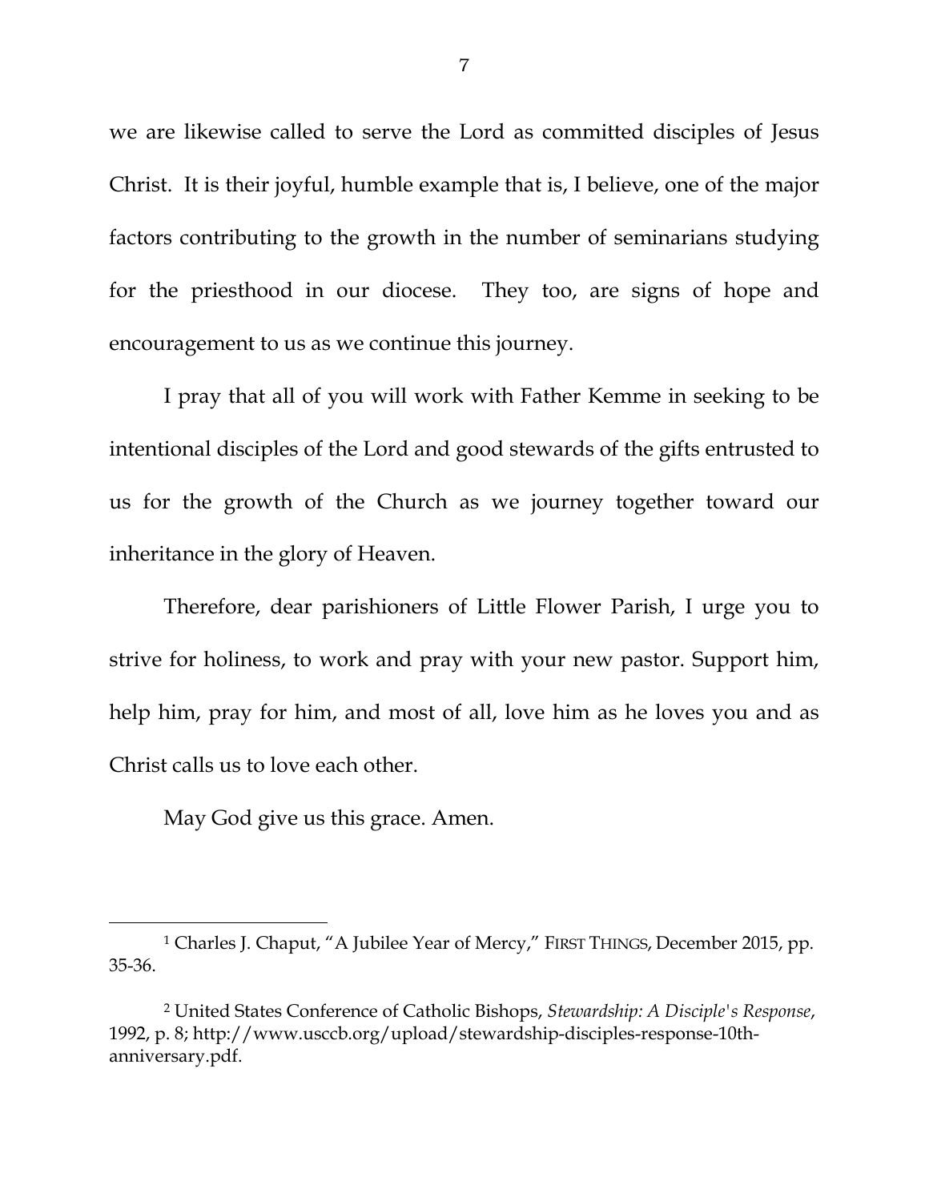we are likewise called to serve the Lord as committed disciples of Jesus Christ. It is their joyful, humble example that is, I believe, one of the major factors contributing to the growth in the number of seminarians studying for the priesthood in our diocese. They too, are signs of hope and encouragement to us as we continue this journey.

I pray that all of you will work with Father Kemme in seeking to be intentional disciples of the Lord and good stewards of the gifts entrusted to us for the growth of the Church as we journey together toward our inheritance in the glory of Heaven.

Therefore, dear parishioners of Little Flower Parish, I urge you to strive for holiness, to work and pray with your new pastor. Support him, help him, pray for him, and most of all, love him as he loves you and as Christ calls us to love each other.

May God give us this grace. Amen.

---

[1] Charles J. Chaput, "A Jubilee Year of Mercy," FIRST THINGS, December 2015, pp. 35-36.

[2] United States Conference of Catholic Bishops, *Stewardship: A Disciple's Response*, 1992, p. 8; http://www.usccb.org/upload/stewardship-disciples-response-10th-anniversary.pdf.